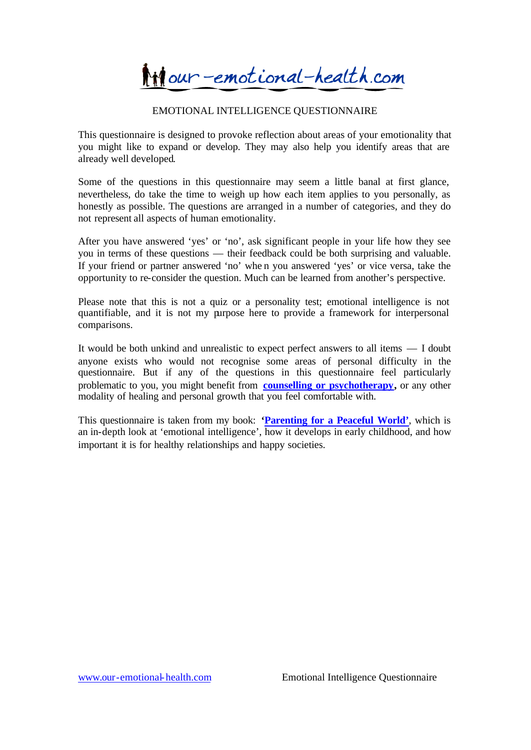# EMOTIONAL INTELLIGENCE QUESTIONNAIRE

This questionnaire is designed to provoke reflection about areas of your emotionality that you might like to expand or develop. They may also help you identify areas that are already well developed.

Some of the questions in this questionnaire may seem a little banal at first glance, nevertheless, do take the time to weigh up how each item applies to you personally, as honestly as possible. The questions are arranged in a number of categories, and they do not represent all aspects of human emotionality.

After you have answered 'yes' or 'no', ask significant people in your life how they see you in terms of these questions — their feedback could be both surprising and valuable. If your friend or partner answered 'no' when you answered 'yes' or vice versa, take the opportunity to re-consider the question. Much can be learned from another's perspective.

Please note that this is not a quiz or a personality test; emotional intelligence is not quantifiable, and it is not my purpose here to provide a framework for interpersonal comparisons.

It would be both unkind and unrealistic to expect perfect answers to all items — I doubt anyone exists who would not recognise some areas of personal difficulty in the questionnaire. But if any of the questions in this questionnaire feel particularly problematic to you, you might benefit from **counselling or psychotherapy**, or any other modality of healing and personal growth that you feel comfortable with.

This questionnaire is taken from my book: **'Parenting for a Peaceful World'**, which is an in-depth look at 'emotional intelligence', how it develops in early childhood, and how important it is for healthy relationships and happy societies.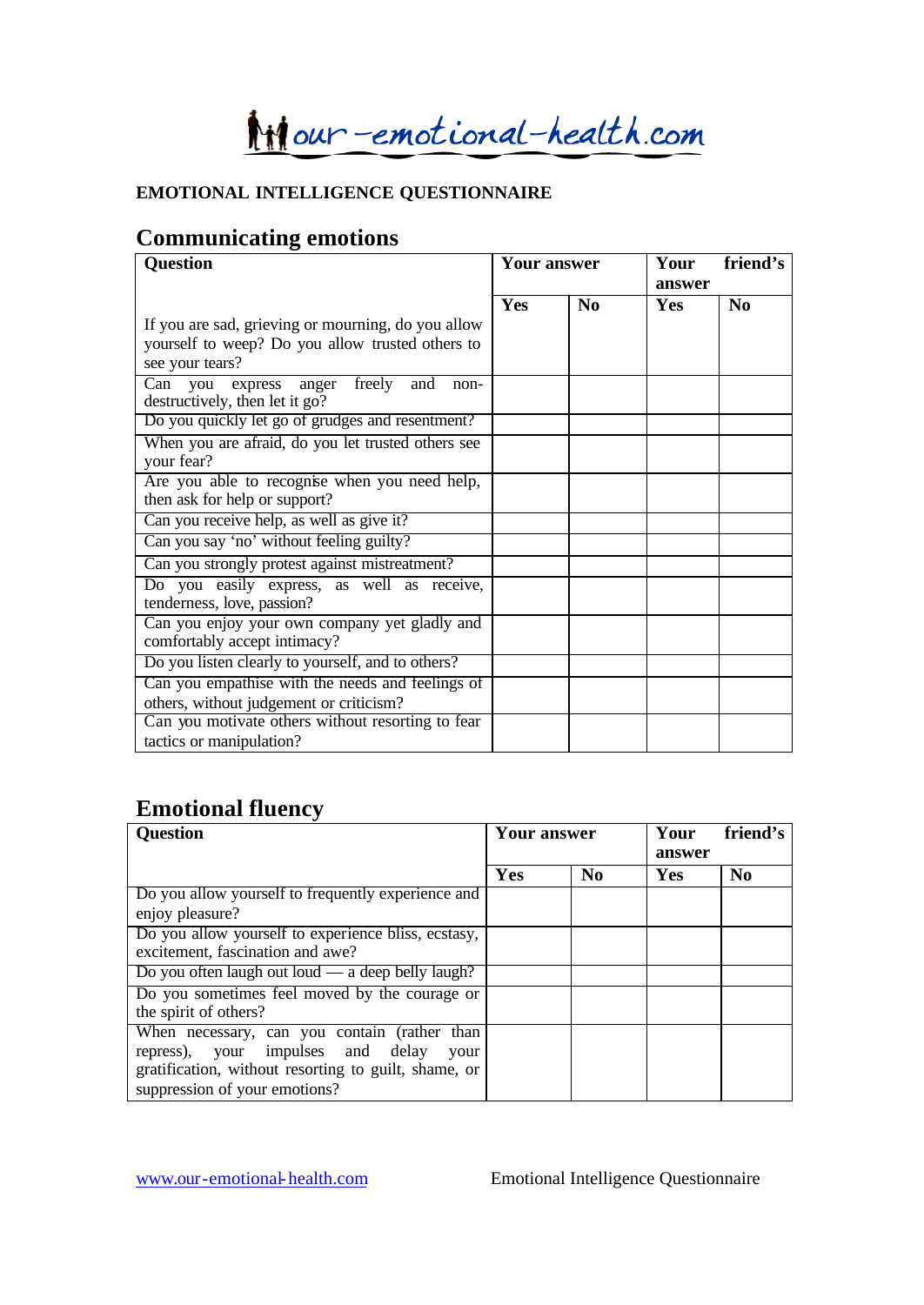**EMOTIONAL INTELLIGENCE QUESTIONNAIRE**

## Communicating emotions

| Question | Your answer | | Your friend's answer | |
|---|---|---|---|---|
| | Yes | No | Yes | No |
| If you are sad, grieving or mourning, do you allow yourself to weep? Do you allow trusted others to see your tears? | | | | |
| Can you express anger freely and non-destructively, then let it go? | | | | |
| Do you quickly let go of grudges and resentment? | | | | |
| When you are afraid, do you let trusted others see your fear? | | | | |
| Are you able to recognise when you need help, then ask for help or support? | | | | |
| Can you receive help, as well as give it? | | | | |
| Can you say 'no' without feeling guilty? | | | | |
| Can you strongly protest against mistreatment? | | | | |
| Do you easily express, as well as receive, tenderness, love, passion? | | | | |
| Can you enjoy your own company yet gladly and comfortably accept intimacy? | | | | |
| Do you listen clearly to yourself, and to others? | | | | |
| Can you empathise with the needs and feelings of others, without judgement or criticism? | | | | |
| Can you motivate others without resorting to fear tactics or manipulation? | | | | |

## Emotional fluency

| Question | Your answer | | Your friend's answer | |
|---|---|---|---|---|
| | Yes | No | Yes | No |
| Do you allow yourself to frequently experience and enjoy pleasure? | | | | |
| Do you allow yourself to experience bliss, ecstasy, excitement, fascination and awe? | | | | |
| Do you often laugh out loud — a deep belly laugh? | | | | |
| Do you sometimes feel moved by the courage or the spirit of others? | | | | |
| When necessary, can you contain (rather than repress), your impulses and delay your gratification, without resorting to guilt, shame, or suppression of your emotions? | | | | |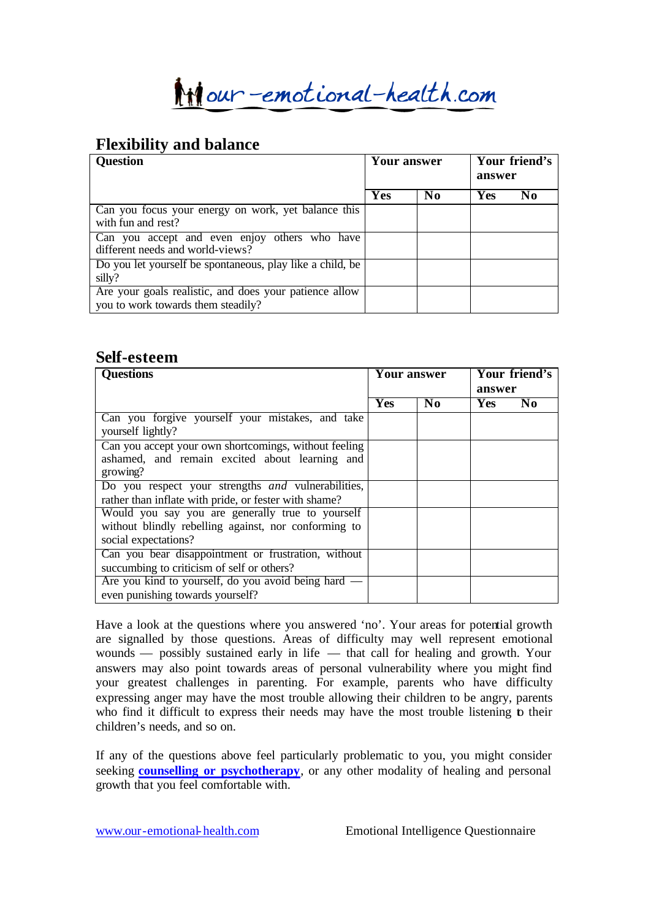## Flexibility and balance

| Question | Your answer | | Your friend's answer | |
|---|---|---|---|---|
| | Yes | No | Yes | No |
| Can you focus your energy on work, yet balance this with fun and rest? | | | | |
| Can you accept and even enjoy others who have different needs and world-views? | | | | |
| Do you let yourself be spontaneous, play like a child, be silly? | | | | |
| Are your goals realistic, and does your patience allow you to work towards them steadily? | | | | |

## Self-esteem

| Questions | Your answer | | Your friend's answer | |
|---|---|---|---|---|
| | Yes | No | Yes | No |
| Can you forgive yourself your mistakes, and take yourself lightly? | | | | |
| Can you accept your own shortcomings, without feeling ashamed, and remain excited about learning and growing? | | | | |
| Do you respect your strengths *and* vulnerabilities, rather than inflate with pride, or fester with shame? | | | | |
| Would you say you are generally true to yourself without blindly rebelling against, nor conforming to social expectations? | | | | |
| Can you bear disappointment or frustration, without succumbing to criticism of self or others? | | | | |
| Are you kind to yourself, do you avoid being hard — even punishing towards yourself? | | | | |

Have a look at the questions where you answered 'no'. Your areas for potential growth are signalled by those questions. Areas of difficulty may well represent emotional wounds — possibly sustained early in life — that call for healing and growth. Your answers may also point towards areas of personal vulnerability where you might find your greatest challenges in parenting. For example, parents who have difficulty expressing anger may have the most trouble allowing their children to be angry, parents who find it difficult to express their needs may have the most trouble listening to their children's needs, and so on.

If any of the questions above feel particularly problematic to you, you might consider seeking **counselling or psychotherapy**, or any other modality of healing and personal growth that you feel comfortable with.